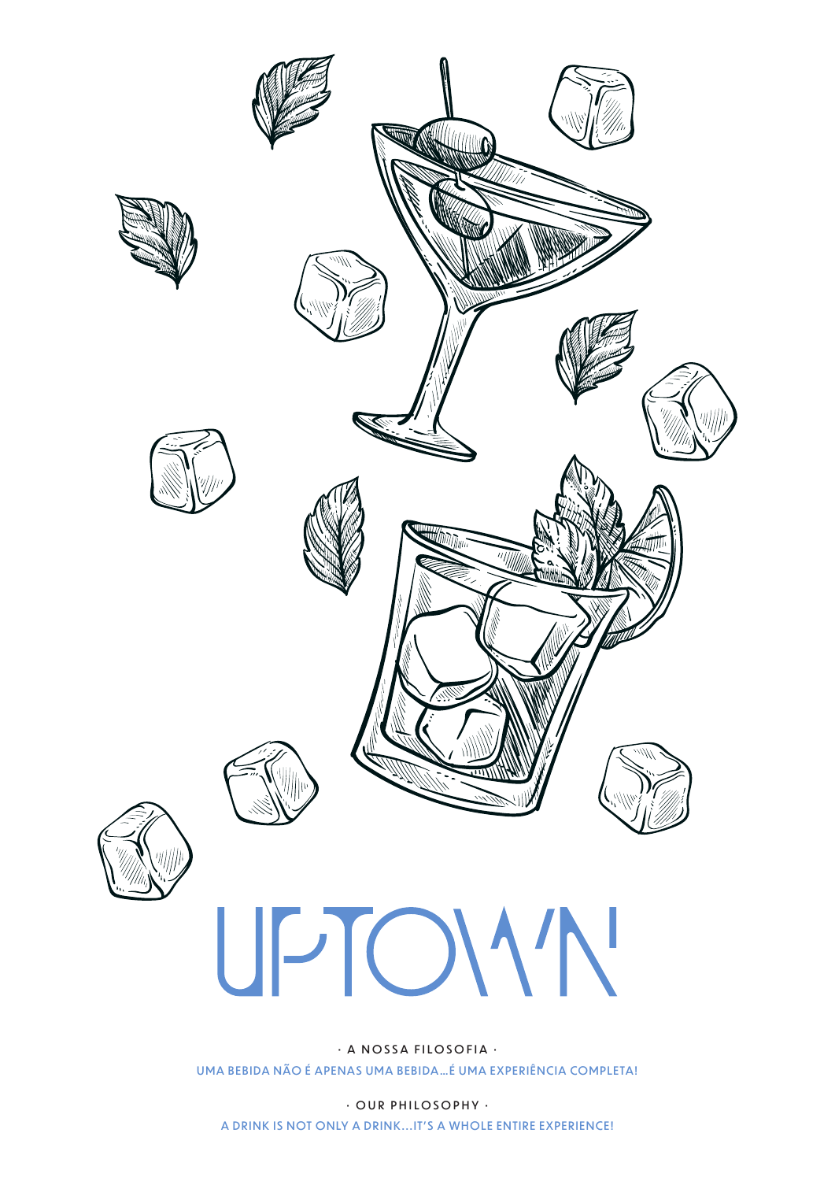# UPTOWN

· A NOSSA FILOSOFIA ·

UMA BEBIDA NÃO É APENAS UMA BEBIDA...É UMA EXPERIÊNCIA COMPLETA!

· OUR PHILOSOPHY ·

A DRINK IS NOT ONLY A DRINK...IT'S A WHOLE ENTIRE EXPERIENCE!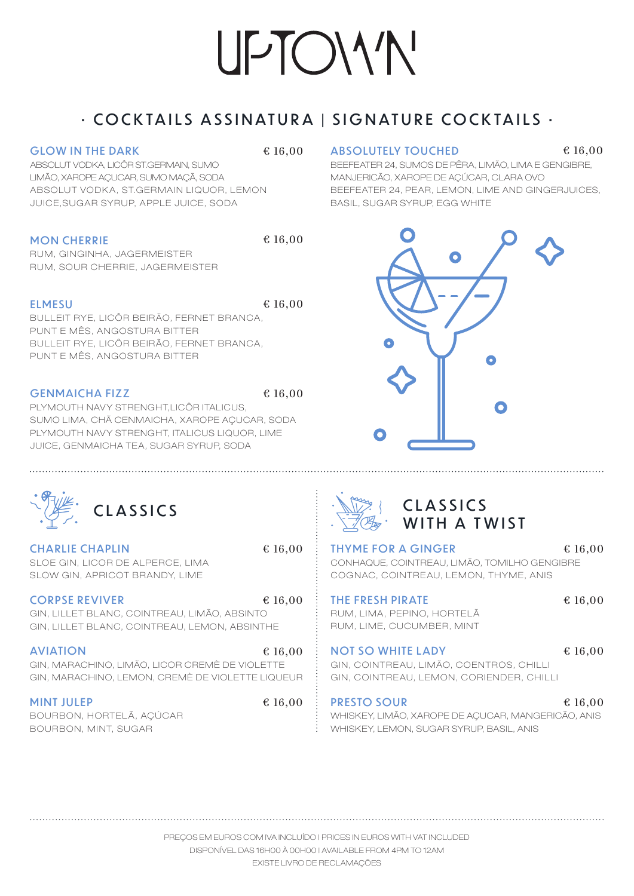# UPTOWN

## · COCKTAILS ASSINATURA | SIGNATURE COCKTAILS ·

### GLOW IN THE DARK — € 16,00
ABSOLUT VODKA, LICÔR ST.GERMAIN, SUMO LIMÃO, XAROPE AÇUCAR, SUMO MAÇÃ, SODA
ABSOLUT VODKA, ST.GERMAIN LIQUOR, LEMON JUICE,SUGAR SYRUP, APPLE JUICE, SODA

### MON CHERRIE — € 16,00
RUM, GINGINHA, JAGERMEISTER
RUM, SOUR CHERRIE, JAGERMEISTER

### ELMESU — € 16,00
BULLEIT RYE, LICÔR BEIRÃO, FERNET BRANCA, PUNT E MÊS, ANGOSTURA BITTER
BULLEIT RYE, LICÔR BEIRÃO, FERNET BRANCA, PUNT E MÊS, ANGOSTURA BITTER

### GENMAICHA FIZZ — € 16,00
PLYMOUTH NAVY STRENGHT,LICÔR ITALICUS, SUMO LIMA, CHÃ CENMAICHA, XAROPE AÇUCAR, SODA
PLYMOUTH NAVY STRENGHT, ITALICUS LIQUOR, LIME JUICE, GENMAICHA TEA, SUGAR SYRUP, SODA

### ABSOLUTELY TOUCHED — € 16,00
BEEFEATER 24, SUMOS DE PÊRA, LIMÃO, LIMA E GENGIBRE, MANJERICÃO, XAROPE DE AÇÚCAR, CLARA OVO
BEEFEATER 24, PEAR, LEMON, LIME AND GINGERJUICES, BASIL, SUGAR SYRUP, EGG WHITE

## CLASSICS

### CHARLIE CHAPLIN — € 16,00
SLOE GIN, LICOR DE ALPERCE, LIMA
SLOW GIN, APRICOT BRANDY, LIME

### CORPSE REVIVER — € 16,00
GIN, LILLET BLANC, COINTREAU, LIMÃO, ABSINTO
GIN, LILLET BLANC, COINTREAU, LEMON, ABSINTHE

### AVIATION — € 16,00
GIN, MARACHINO, LIMÃO, LICOR CREMÈ DE VIOLETTE
GIN, MARACHINO, LEMON, CREMÈ DE VIOLETTE LIQUEUR

### MINT JULEP — € 16,00
BOURBON, HORTELÃ, AÇÚCAR
BOURBON, MINT, SUGAR

## CLASSICS WITH A TWIST

### THYME FOR A GINGER — € 16,00
CONHAQUE, COINTREAU, LIMÃO, TOMILHO GENGIBRE
COGNAC, COINTREAU, LEMON, THYME, ANIS

### THE FRESH PIRATE — € 16,00
RUM, LIMA, PEPINO, HORTELÃ
RUM, LIME, CUCUMBER, MINT

### NOT SO WHITE LADY — € 16,00
GIN, COINTREAU, LIMÃO, COENTROS, CHILLI
GIN, COINTREAU, LEMON, CORIENDER, CHILLI

### PRESTO SOUR — € 16,00
WHISKEY, LIMÃO, XAROPE DE AÇUCAR, MANGERICÃO, ANIS
WHISKEY, LEMON, SUGAR SYRUP, BASIL, ANIS

PREÇOS EM EUROS COM IVA INCLUÍDO | PRICES IN EUROS WITH VAT INCLUDED
DISPONÍVEL DAS 16H00 À 00H00 | AVAILABLE FROM 4PM TO 12AM
EXISTE LIVRO DE RECLAMAÇÕES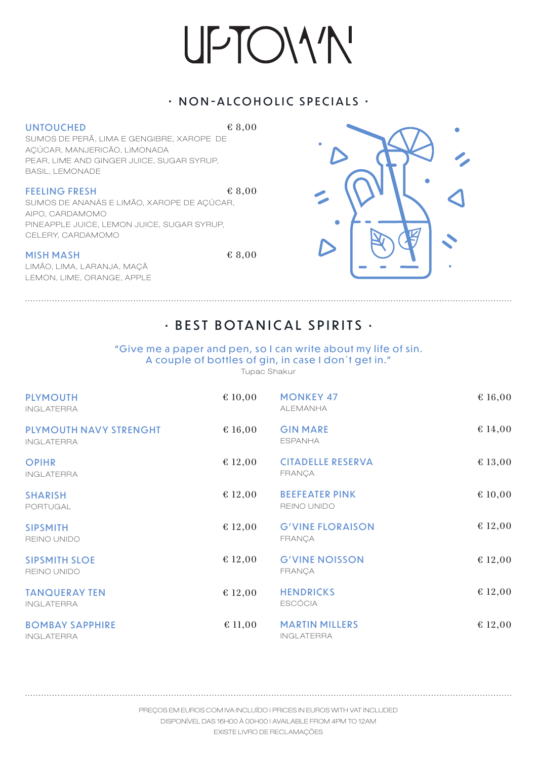# UPTOWN

## · NON-ALCOHOLIC SPECIALS ·

**UNTOUCHED** € 8,00

SUMOS DE PERÂ, LIMA E GENGIBRE, XAROPE DE AÇÚCAR, MANJERICÃO, LIMONADA
PEAR, LIME AND GINGER JUICE, SUGAR SYRUP, BASIL, LEMONADE

**FEELING FRESH** € 8,00

SUMOS DE ANANÁS E LIMÃO, XAROPE DE AÇÚCAR, AIPO, CARDAMOMO
PINEAPPLE JUICE, LEMON JUICE, SUGAR SYRUP, CELERY, CARDAMOMO

**MISH MASH** € 8,00

LIMÃO, LIMA, LARANJA, MAÇÃ
LEMON, LIME, ORANGE, APPLE

## · BEST BOTANICAL SPIRITS ·

"Give me a paper and pen, so I can write about my life of sin.
A couple of bottles of gin, in case I don´t get in."
Tupac Shakur

**PLYMOUTH** € 10,00
INGLATERRA

**PLYMOUTH NAVY STRENGHT** € 16,00
INGLATERRA

**OPIHR** € 12,00
INGLATERRA

**SHARISH** € 12,00
PORTUGAL

**SIPSMITH** € 12,00
REINO UNIDO

**SIPSMITH SLOE** € 12,00
REINO UNIDO

**TANQUERAY TEN** € 12,00
INGLATERRA

**BOMBAY SAPPHIRE** € 11,00
INGLATERRA

**MONKEY 47** € 16,00
ALEMANHA

**GIN MARE** € 14,00
ESPANHA

**CITADELLE RESERVA** € 13,00
FRANÇA

**BEEFEATER PINK** € 10,00
REINO UNIDO

**G'VINE FLORAISON** € 12,00
FRANÇA

**G'VINE NOISSON** € 12,00
FRANÇA

**HENDRICKS** € 12,00
ESCÓCIA

**MARTIN MILLERS** € 12,00
INGLATERRA

PREÇOS EM EUROS COM IVA INCLUÍDO I PRICES IN EUROS WITH VAT INCLUDED
DISPONÍVEL DAS 16H00 À 00H00 I AVAILABLE FROM 4PM TO 12AM
EXISTE LIVRO DE RECLAMAÇÕES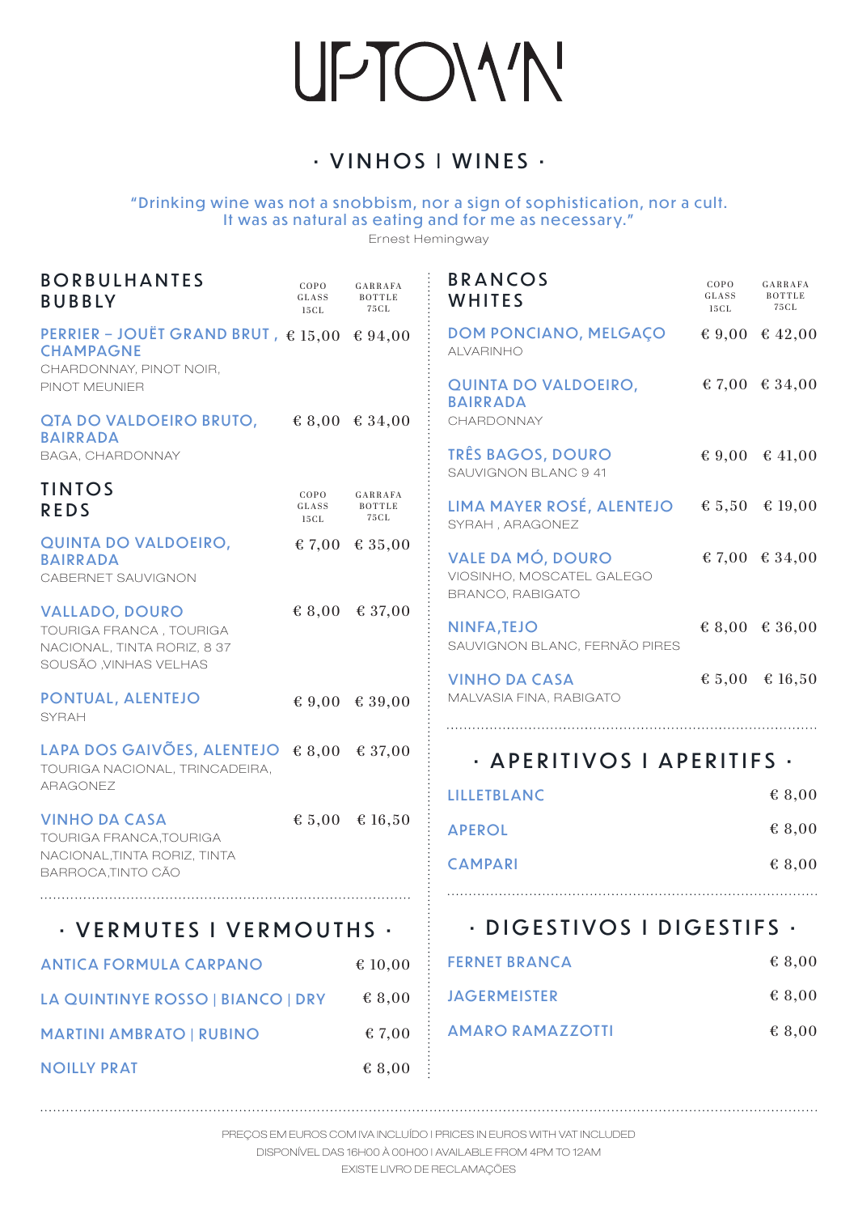# UPTOWN

## · VINHOS | WINES ·

"Drinking wine was not a snobbism, nor a sign of sophistication, nor a cult. It was as natural as eating and for me as necessary."

Ernest Hemingway

### BORBULHANTES BUBBLY

| | COPO GLASS 15CL | GARRAFA BOTTLE 75CL |
|---|---|---|
| **PERRIER – JOUËT GRAND BRUT , CHAMPAGNE**<br>CHARDONNAY, PINOT NOIR, PINOT MEUNIER | € 15,00 | € 94,00 |
| **QTA DO VALDOEIRO BRUTO, BAIRRADA**<br>BAGA, CHARDONNAY | € 8,00 | € 34,00 |

### TINTOS REDS

| | COPO GLASS 15CL | GARRAFA BOTTLE 75CL |
|---|---|---|
| **QUINTA DO VALDOEIRO, BAIRRADA**<br>CABERNET SAUVIGNON | € 7,00 | € 35,00 |
| **VALLADO, DOURO**<br>TOURIGA FRANCA , TOURIGA NACIONAL, TINTA RORIZ, 8 37 SOUSÃO ,VINHAS VELHAS | € 8,00 | € 37,00 |
| **PONTUAL, ALENTEJO**<br>SYRAH | € 9,00 | € 39,00 |
| **LAPA DOS GAIVÕES, ALENTEJO**<br>TOURIGA NACIONAL, TRINCADEIRA, ARAGONEZ | € 8,00 | € 37,00 |
| **VINHO DA CASA**<br>TOURIGA FRANCA,TOURIGA NACIONAL,TINTA RORIZ, TINTA BARROCA,TINTO CÃO | € 5,00 | € 16,50 |

### BRANCOS WHITES

| | COPO GLASS 15CL | GARRAFA BOTTLE 75CL |
|---|---|---|
| **DOM PONCIANO, MELGAÇO**<br>ALVARINHO | € 9,00 | € 42,00 |
| **QUINTA DO VALDOEIRO, BAIRRADA**<br>CHARDONNAY | € 7,00 | € 34,00 |
| **TRÊS BAGOS, DOURO**<br>SAUVIGNON BLANC 9 41 | € 9,00 | € 41,00 |
| **LIMA MAYER ROSÉ, ALENTEJO**<br>SYRAH , ARAGONEZ | € 5,50 | € 19,00 |
| **VALE DA MÓ, DOURO**<br>VIOSINHO, MOSCATEL GALEGO BRANCO, RABIGATO | € 7,00 | € 34,00 |
| **NINFA,TEJO**<br>SAUVIGNON BLANC, FERNÃO PIRES | € 8,00 | € 36,00 |
| **VINHO DA CASA**<br>MALVASIA FINA, RABIGATO | € 5,00 | € 16,50 |

## · VERMUTES | VERMOUTHS ·

| | |
|---|---|
| **ANTICA FORMULA CARPANO** | € 10,00 |
| **LA QUINTINYE ROSSO \| BIANCO \| DRY** | € 8,00 |
| **MARTINI AMBRATO \| RUBINO** | € 7,00 |
| **NOILLY PRAT** | € 8,00 |

## · APERITIVOS | APERITIFS ·

| | |
|---|---|
| **LILLETBLANC** | € 8,00 |
| **APEROL** | € 8,00 |
| **CAMPARI** | € 8,00 |

## · DIGESTIVOS | DIGESTIFS ·

| | |
|---|---|
| **FERNET BRANCA** | € 8,00 |
| **JAGERMEISTER** | € 8,00 |
| **AMARO RAMAZZOTTI** | € 8,00 |

PREÇOS EM EUROS COM IVA INCLUÍDO | PRICES IN EUROS WITH VAT INCLUDED
DISPONÍVEL DAS 16H00 À 00H00 | AVAILABLE FROM 4PM TO 12AM
EXISTE LIVRO DE RECLAMAÇÕES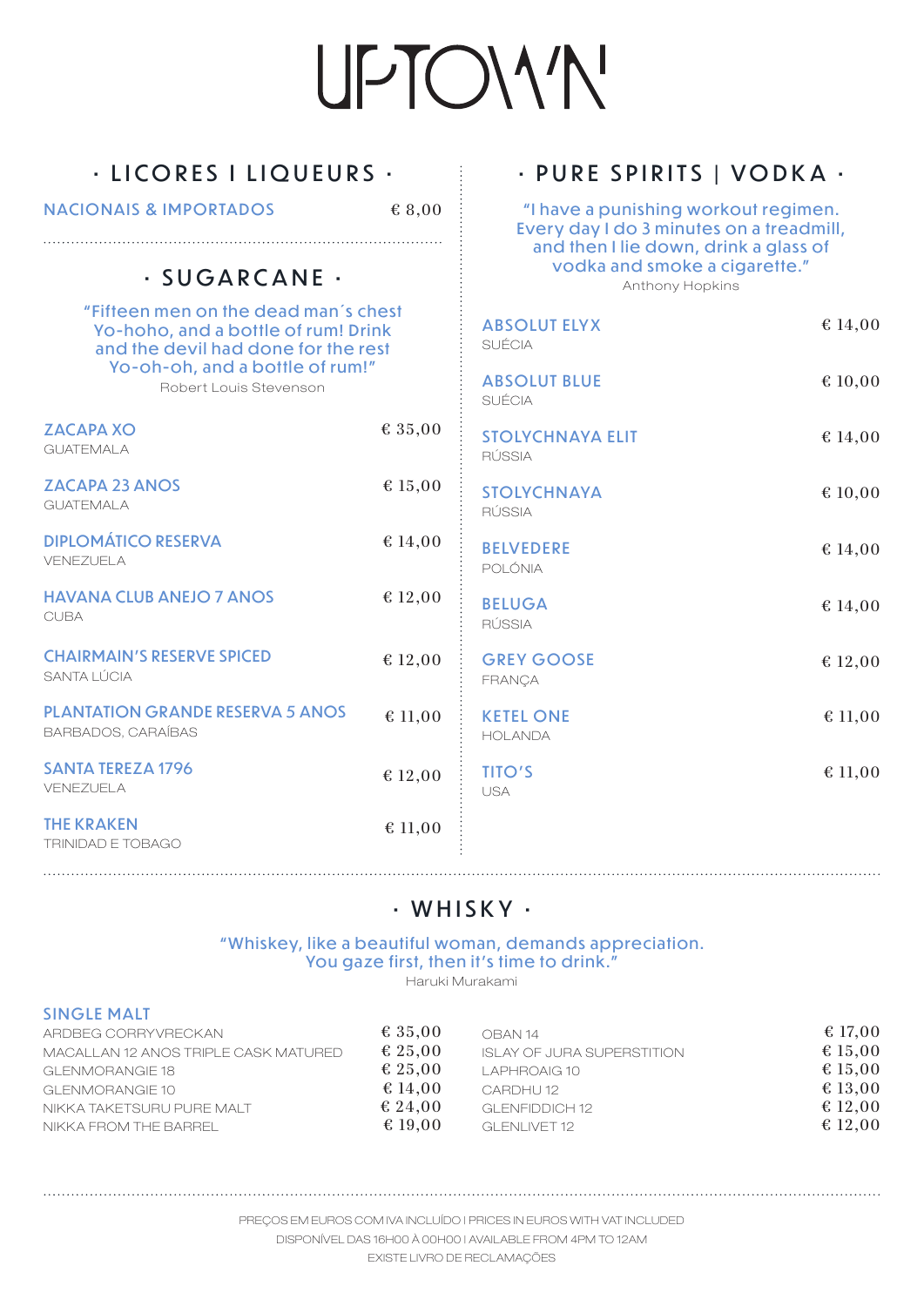# UPTOWN

## · LICORES I LIQUEURS ·

| | |
|---|---|
| NACIONAIS & IMPORTADOS | € 8,00 |

## · SUGARCANE ·

"Fifteen men on the dead man´s chest
Yo-hoho, and a bottle of rum! Drink
and the devil had done for the rest
Yo-oh-oh, and a bottle of rum!"

Robert Louis Stevenson

| | |
|---|---|
| **ZACAPA XO**<br>GUATEMALA | € 35,00 |
| **ZACAPA 23 ANOS**<br>GUATEMALA | € 15,00 |
| **DIPLOMÁTICO RESERVA**<br>VENEZUELA | € 14,00 |
| **HAVANA CLUB ANEJO 7 ANOS**<br>CUBA | € 12,00 |
| **CHAIRMAIN'S RESERVE SPICED**<br>SANTA LÚCIA | € 12,00 |
| **PLANTATION GRANDE RESERVA 5 ANOS**<br>BARBADOS, CARAÍBAS | € 11,00 |
| **SANTA TEREZA 1796**<br>VENEZUELA | € 12,00 |
| **THE KRAKEN**<br>TRINIDAD E TOBAGO | € 11,00 |

## · PURE SPIRITS | VODKA ·

"I have a punishing workout regimen.
Every day I do 3 minutes on a treadmill,
and then I lie down, drink a glass of
vodka and smoke a cigarette."

Anthony Hopkins

| | |
|---|---|
| **ABSOLUT ELYX**<br>SUÉCIA | € 14,00 |
| **ABSOLUT BLUE**<br>SUÉCIA | € 10,00 |
| **STOLYCHNAYA ELIT**<br>RÚSSIA | € 14,00 |
| **STOLYCHNAYA**<br>RÚSSIA | € 10,00 |
| **BELVEDERE**<br>POLÓNIA | € 14,00 |
| **BELUGA**<br>RÚSSIA | € 14,00 |
| **GREY GOOSE**<br>FRANÇA | € 12,00 |
| **KETEL ONE**<br>HOLANDA | € 11,00 |
| **TITO'S**<br>USA | € 11,00 |

## · WHISKY ·

"Whiskey, like a beautiful woman, demands appreciation.
You gaze first, then it's time to drink."

Haruki Murakami

### SINGLE MALT

| | |
|---|---|
| ARDBEG CORRYVRECKAN | € 35,00 |
| MACALLAN 12 ANOS TRIPLE CASK MATURED | € 25,00 |
| GLENMORANGIE 18 | € 25,00 |
| GLENMORANGIE 10 | € 14,00 |
| NIKKA TAKETSURU PURE MALT | € 24,00 |
| NIKKA FROM THE BARREL | € 19,00 |
| OBAN 14 | € 17,00 |
| ISLAY OF JURA SUPERSTITION | € 15,00 |
| LAPHROAIG 10 | € 15,00 |
| CARDHU 12 | € 13,00 |
| GLENFIDDICH 12 | € 12,00 |
| GLENLIVET 12 | € 12,00 |

PREÇOS EM EUROS COM IVA INCLUÍDO I PRICES IN EUROS WITH VAT INCLUDED
DISPONÍVEL DAS 16H00 À 00H00 I AVAILABLE FROM 4PM TO 12AM
EXISTE LIVRO DE RECLAMAÇÕES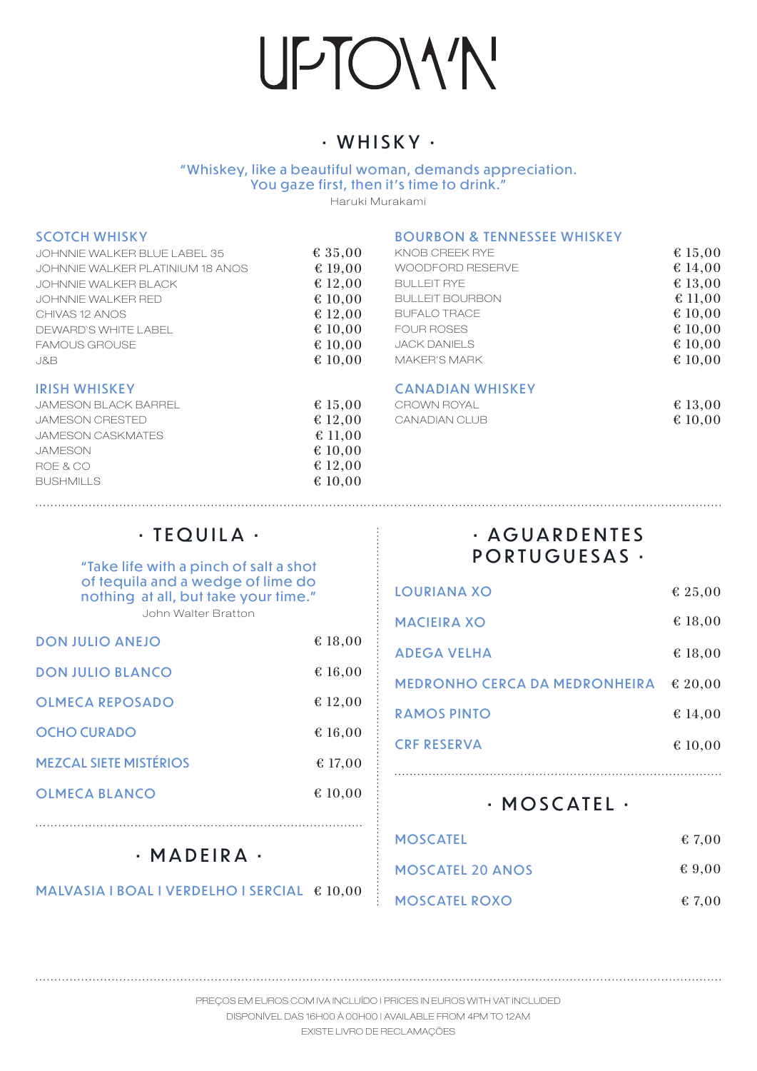# UPTOWN

## · WHISKY ·

"Whiskey, like a beautiful woman, demands appreciation. You gaze first, then it's time to drink."

Haruki Murakami

### SCOTCH WHISKY

| | |
|---|---|
| JOHNNIE WALKER BLUE LABEL 35 | € 35,00 |
| JOHNNIE WALKER PLATINIUM 18 ANOS | € 19,00 |
| JOHNNIE WALKER BLACK | € 12,00 |
| JOHNNIE WALKER RED | € 10,00 |
| CHIVAS 12 ANOS | € 12,00 |
| DEWARD`S WHITE LABEL | € 10,00 |
| FAMOUS GROUSE | € 10,00 |
| J&B | € 10,00 |

### IRISH WHISKEY

| | |
|---|---|
| JAMESON BLACK BARREL | € 15,00 |
| JAMESON CRESTED | € 12,00 |
| JAMESON CASKMATES | € 11,00 |
| JAMESON | € 10,00 |
| ROE & CO | € 12,00 |
| BUSHMILLS | € 10,00 |

### BOURBON & TENNESSEE WHISKEY

| | |
|---|---|
| KNOB CREEK RYE | € 15,00 |
| WOODFORD RESERVE | € 14,00 |
| BULLEIT RYE | € 13,00 |
| BULLEIT BOURBON | € 11,00 |
| BUFALO TRACE | € 10,00 |
| FOUR ROSES | € 10,00 |
| JACK DANIELS | € 10,00 |
| MAKER'S MARK | € 10,00 |

### CANADIAN WHISKEY

| | |
|---|---|
| CROWN ROYAL | € 13,00 |
| CANADIAN CLUB | € 10,00 |

## · TEQUILA ·

"Take life with a pinch of salt a shot of tequila and a wedge of lime do nothing at all, but take your time."

John Walter Bratton

| | |
|---|---|
| DON JULIO ANEJO | € 18,00 |
| DON JULIO BLANCO | € 16,00 |
| OLMECA REPOSADO | € 12,00 |
| OCHO CURADO | € 16,00 |
| MEZCAL SIETE MISTÉRIOS | € 17,00 |
| OLMECA BLANCO | € 10,00 |

## · MADEIRA ·

| | |
|---|---|
| MALVASIA I BOAL I VERDELHO I SERCIAL | € 10,00 |

## · AGUARDENTES PORTUGUESAS ·

| | |
|---|---|
| LOURIANA XO | € 25,00 |
| MACIEIRA XO | € 18,00 |
| ADEGA VELHA | € 18,00 |
| MEDRONHO CERCA DA MEDRONHEIRA | € 20,00 |
| RAMOS PINTO | € 14,00 |
| CRF RESERVA | € 10,00 |

## · MOSCATEL ·

| | |
|---|---|
| MOSCATEL | € 7,00 |
| MOSCATEL 20 ANOS | € 9,00 |
| MOSCATEL ROXO | € 7,00 |

PREÇOS EM EUROS COM IVA INCLUÍDO I PRICES IN EUROS WITH VAT INCLUDED
DISPONÍVEL DAS 16H00 À 00H00 I AVAILABLE FROM 4PM TO 12AM
EXISTE LIVRO DE RECLAMAÇÕES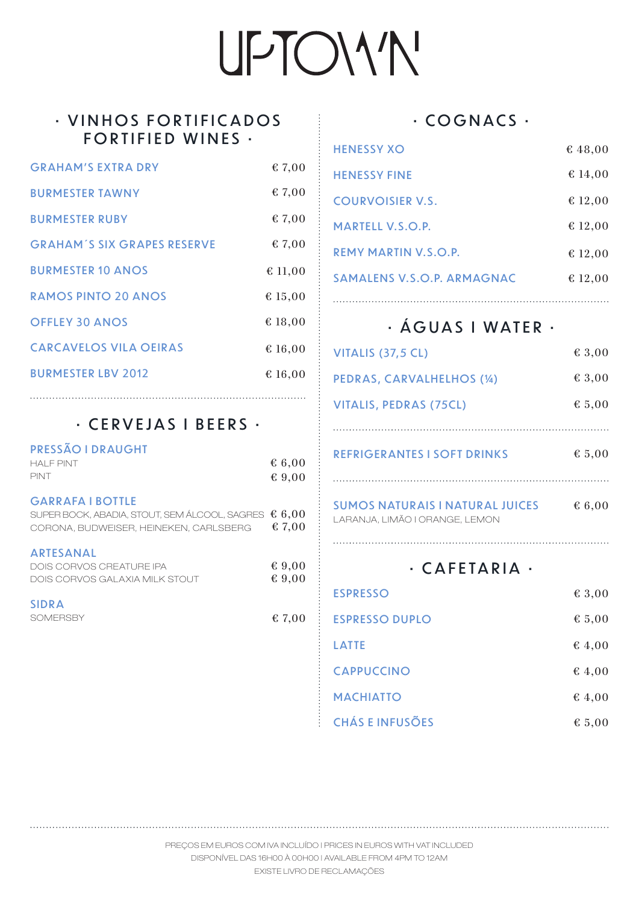# UPTOWN

## · VINHOS FORTIFICADOS FORTIFIED WINES ·

| | |
|---|---|
| GRAHAM'S EXTRA DRY | € 7,00 |
| BURMESTER TAWNY | € 7,00 |
| BURMESTER RUBY | € 7,00 |
| GRAHAM´S SIX GRAPES RESERVE | € 7,00 |
| BURMESTER 10 ANOS | € 11,00 |
| RAMOS PINTO 20 ANOS | € 15,00 |
| OFFLEY 30 ANOS | € 18,00 |
| CARCAVELOS VILA OEIRAS | € 16,00 |
| BURMESTER LBV 2012 | € 16,00 |

## · CERVEJAS I BEERS ·

**PRESSÃO I DRAUGHT**

| | |
|---|---|
| HALF PINT | € 6,00 |
| PINT | € 9,00 |

**GARRAFA I BOTTLE**

| | |
|---|---|
| SUPER BOCK, ABADIA, STOUT, SEM ÁLCOOL, SAGRES | € 6,00 |
| CORONA, BUDWEISER, HEINEKEN, CARLSBERG | € 7,00 |

**ARTESANAL**

| | |
|---|---|
| DOIS CORVOS CREATURE IPA | € 9,00 |
| DOIS CORVOS GALAXIA MILK STOUT | € 9,00 |

**SIDRA**

| | |
|---|---|
| SOMERSBY | € 7,00 |

## · COGNACS ·

| | |
|---|---|
| HENESSY XO | € 48,00 |
| HENESSY FINE | € 14,00 |
| COURVOISIER V.S. | € 12,00 |
| MARTELL V.S.O.P. | € 12,00 |
| REMY MARTIN V.S.O.P. | € 12,00 |
| SAMALENS V.S.O.P. ARMAGNAC | € 12,00 |

## · ÁGUAS I WATER ·

| | |
|---|---|
| VITALIS (37,5 CL) | € 3,00 |
| PEDRAS, CARVALHELHOS (¼) | € 3,00 |
| VITALIS, PEDRAS (75CL) | € 5,00 |

| | |
|---|---|
| REFRIGERANTES I SOFT DRINKS | € 5,00 |

| | |
|---|---|
| SUMOS NATURAIS I NATURAL JUICES<br>LARANJA, LIMÃO I ORANGE, LEMON | € 6,00 |

## · CAFETARIA ·

| | |
|---|---|
| ESPRESSO | € 3,00 |
| ESPRESSO DUPLO | € 5,00 |
| LATTE | € 4,00 |
| CAPPUCCINO | € 4,00 |
| MACHIATTO | € 4,00 |
| CHÁS E INFUSÕES | € 5,00 |

PREÇOS EM EUROS COM IVA INCLUÍDO I PRICES IN EUROS WITH VAT INCLUDED
DISPONÍVEL DAS 16H00 À 00H00 I AVAILABLE FROM 4PM TO 12AM
EXISTE LIVRO DE RECLAMAÇÕES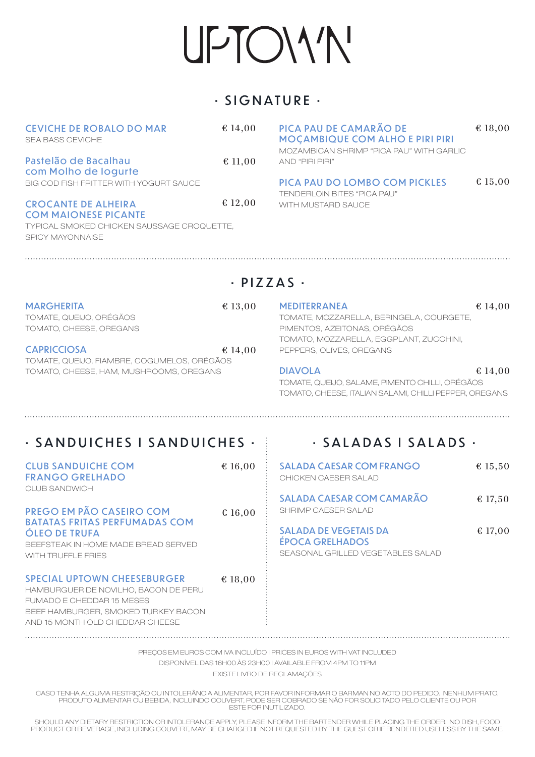# UPTOWN

## · SIGNATURE ·

**CEVICHE DE ROBALO DO MAR** — € 14,00
SEA BASS CEVICHE

**Pastelão de Bacalhau com Molho de Iogurte** — € 11,00
BIG COD FISH FRITTER WITH YOGURT SAUCE

**CROCANTE DE ALHEIRA COM MAIONESE PICANTE** — € 12,00
TYPICAL SMOKED CHICKEN SAUSSAGE CROQUETTE, SPICY MAYONNAISE

**PICA PAU DE CAMARÃO DE MOÇAMBIQUE COM ALHO E PIRI PIRI** — € 18,00
MOZAMBICAN SHRIMP "PICA PAU" WITH GARLIC AND "PIRI PIRI"

**PICA PAU DO LOMBO COM PICKLES** — € 15,00
TENDERLOIN BITES "PICA PAU" WITH MUSTARD SAUCE

## · PIZZAS ·

**MARGHERITA** — € 13,00
TOMATE, QUEIJO, ORÉGÃOS
TOMATO, CHEESE, OREGANS

**CAPRICCIOSA** — € 14,00
TOMATE, QUEIJO, FIAMBRE, COGUMELOS, ORÉGÃOS
TOMATO, CHEESE, HAM, MUSHROOMS, OREGANS

**MEDITERRANEA** — € 14,00
TOMATE, MOZZARELLA, BERINGELA, COURGETE, PIMENTOS, AZEITONAS, ORÉGÃOS
TOMATO, MOZZARELLA, EGGPLANT, ZUCCHINI, PEPPERS, OLIVES, OREGANS

**DIAVOLA** — € 14,00
TOMATE, QUEIJO, SALAME, PIMENTO CHILLI, ORÉGÃOS
TOMATO, CHEESE, ITALIAN SALAMI, CHILLI PEPPER, OREGANS

## · SANDUICHES I SANDUICHES ·

**CLUB SANDUICHE COM FRANGO GRELHADO** — € 16,00
CLUB SANDWICH

**PREGO EM PÃO CASEIRO COM BATATAS FRITAS PERFUMADAS COM ÓLEO DE TRUFA** — € 16,00
BEEFSTEAK IN HOME MADE BREAD SERVED WITH TRUFFLE FRIES

**SPECIAL UPTOWN CHEESEBURGER** — € 18,00
HAMBURGUER DE NOVILHO, BACON DE PERU FUMADO E CHEDDAR 15 MESES
BEEF HAMBURGER, SMOKED TURKEY BACON AND 15 MONTH OLD CHEDDAR CHEESE

## · SALADAS I SALADS ·

**SALADA CAESAR COM FRANGO** — € 15,50
CHICKEN CAESER SALAD

**SALADA CAESAR COM CAMARÃO** — € 17,50
SHRIMP CAESER SALAD

**SALADA DE VEGETAIS DA ÉPOCA GRELHADOS** — € 17,00
SEASONAL GRILLED VEGETABLES SALAD

---

PREÇOS EM EUROS COM IVA INCLUÍDO I PRICES IN EUROS WITH VAT INCLUDED
DISPONÍVEL DAS 16H00 ÀS 23H00 I AVAILABLE FROM 4PM TO 11PM
EXISTE LIVRO DE RECLAMAÇÕES

CASO TENHA ALGUMA RESTRIÇÃO OU INTOLERÂNCIA ALIMENTAR, POR FAVOR INFORMAR O BARMAN NO ACTO DO PEDIDO. NENHUM PRATO, PRODUTO ALIMENTAR OU BEBIDA, INCLUINDO COUVERT, PODE SER COBRADO SE NÃO FOR SOLICITADO PELO CLIENTE OU POR ESTE FOR INUTILIZADO.

SHOULD ANY DIETARY RESTRICTION OR INTOLERANCE APPLY, PLEASE INFORM THE BARTENDER WHILE PLACING THE ORDER. NO DISH, FOOD PRODUCT OR BEVERAGE, INCLUDING COUVERT, MAY BE CHARGED IF NOT REQUESTED BY THE GUEST OR IF RENDERED USELESS BY THE SAME.